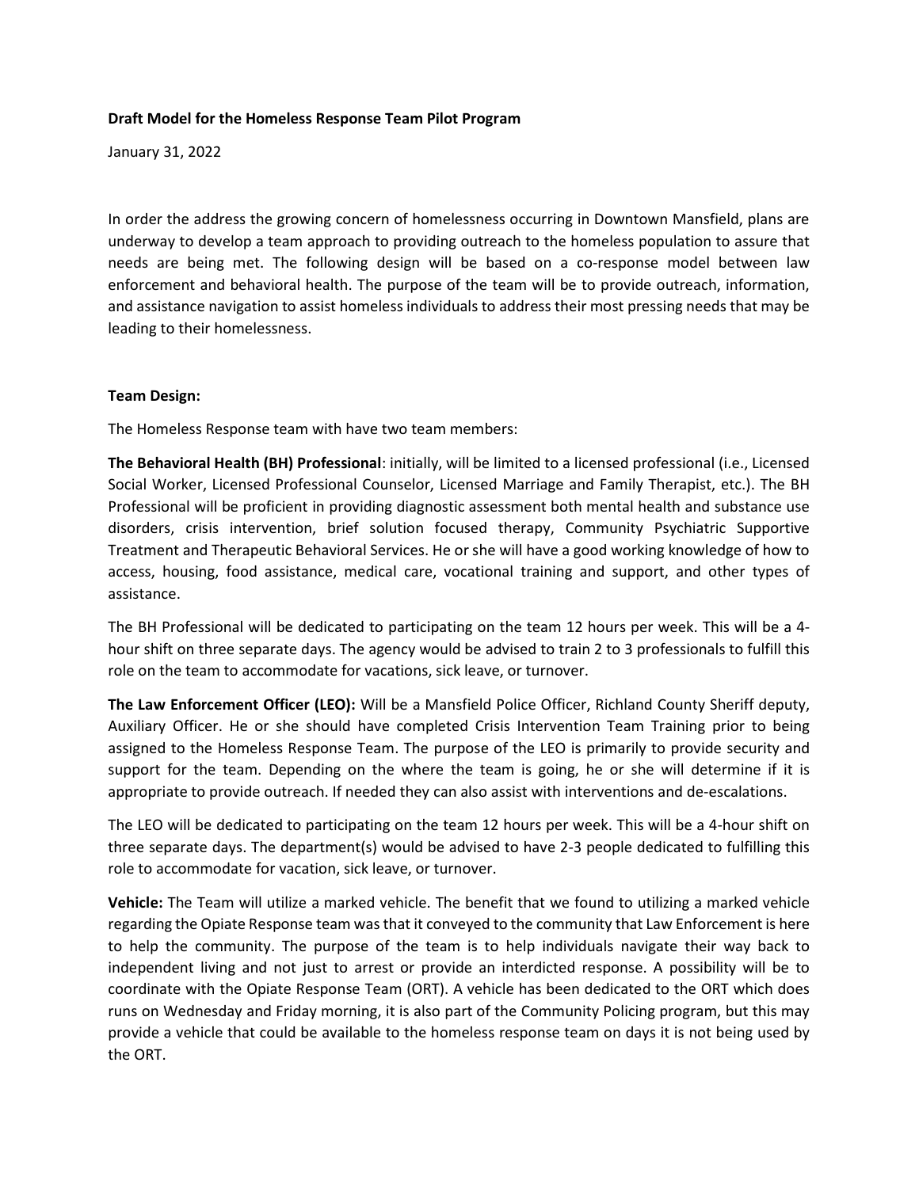**Draft Model for the Homeless Response Team Pilot Program**

January 31, 2022

In order the address the growing concern of homelessness occurring in Downtown Mansfield, plans are underway to develop a team approach to providing outreach to the homeless population to assure that needs are being met. The following design will be based on a co-response model between law enforcement and behavioral health. The purpose of the team will be to provide outreach, information, and assistance navigation to assist homeless individuals to address their most pressing needs that may be leading to their homelessness.

**Team Design:**

The Homeless Response team with have two team members:

**The Behavioral Health (BH) Professional**: initially, will be limited to a licensed professional (i.e., Licensed Social Worker, Licensed Professional Counselor, Licensed Marriage and Family Therapist, etc.). The BH Professional will be proficient in providing diagnostic assessment both mental health and substance use disorders, crisis intervention, brief solution focused therapy, Community Psychiatric Supportive Treatment and Therapeutic Behavioral Services. He or she will have a good working knowledge of how to access, housing, food assistance, medical care, vocational training and support, and other types of assistance.

The BH Professional will be dedicated to participating on the team 12 hours per week. This will be a 4-hour shift on three separate days. The agency would be advised to train 2 to 3 professionals to fulfill this role on the team to accommodate for vacations, sick leave, or turnover.

**The Law Enforcement Officer (LEO):** Will be a Mansfield Police Officer, Richland County Sheriff deputy, Auxiliary Officer. He or she should have completed Crisis Intervention Team Training prior to being assigned to the Homeless Response Team. The purpose of the LEO is primarily to provide security and support for the team. Depending on the where the team is going, he or she will determine if it is appropriate to provide outreach. If needed they can also assist with interventions and de-escalations.

The LEO will be dedicated to participating on the team 12 hours per week. This will be a 4-hour shift on three separate days. The department(s) would be advised to have 2-3 people dedicated to fulfilling this role to accommodate for vacation, sick leave, or turnover.

**Vehicle:** The Team will utilize a marked vehicle. The benefit that we found to utilizing a marked vehicle regarding the Opiate Response team was that it conveyed to the community that Law Enforcement is here to help the community. The purpose of the team is to help individuals navigate their way back to independent living and not just to arrest or provide an interdicted response. A possibility will be to coordinate with the Opiate Response Team (ORT). A vehicle has been dedicated to the ORT which does runs on Wednesday and Friday morning, it is also part of the Community Policing program, but this may provide a vehicle that could be available to the homeless response team on days it is not being used by the ORT.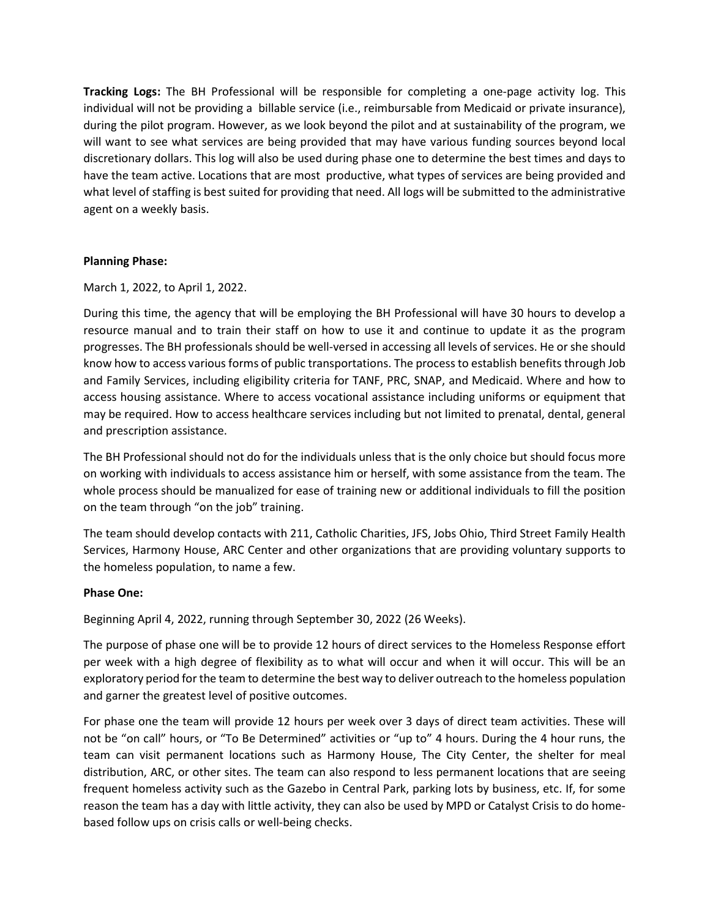**Tracking Logs:** The BH Professional will be responsible for completing a one-page activity log. This individual will not be providing a billable service (i.e., reimbursable from Medicaid or private insurance), during the pilot program. However, as we look beyond the pilot and at sustainability of the program, we will want to see what services are being provided that may have various funding sources beyond local discretionary dollars. This log will also be used during phase one to determine the best times and days to have the team active. Locations that are most productive, what types of services are being provided and what level of staffing is best suited for providing that need. All logs will be submitted to the administrative agent on a weekly basis.

**Planning Phase:**

March 1, 2022, to April 1, 2022.

During this time, the agency that will be employing the BH Professional will have 30 hours to develop a resource manual and to train their staff on how to use it and continue to update it as the program progresses. The BH professionals should be well-versed in accessing all levels of services. He or she should know how to access various forms of public transportations. The process to establish benefits through Job and Family Services, including eligibility criteria for TANF, PRC, SNAP, and Medicaid. Where and how to access housing assistance. Where to access vocational assistance including uniforms or equipment that may be required. How to access healthcare services including but not limited to prenatal, dental, general and prescription assistance.

The BH Professional should not do for the individuals unless that is the only choice but should focus more on working with individuals to access assistance him or herself, with some assistance from the team. The whole process should be manualized for ease of training new or additional individuals to fill the position on the team through "on the job" training.

The team should develop contacts with 211, Catholic Charities, JFS, Jobs Ohio, Third Street Family Health Services, Harmony House, ARC Center and other organizations that are providing voluntary supports to the homeless population, to name a few.

**Phase One:**

Beginning April 4, 2022, running through September 30, 2022 (26 Weeks).

The purpose of phase one will be to provide 12 hours of direct services to the Homeless Response effort per week with a high degree of flexibility as to what will occur and when it will occur. This will be an exploratory period for the team to determine the best way to deliver outreach to the homeless population and garner the greatest level of positive outcomes.

For phase one the team will provide 12 hours per week over 3 days of direct team activities. These will not be "on call" hours, or "To Be Determined" activities or "up to" 4 hours. During the 4 hour runs, the team can visit permanent locations such as Harmony House, The City Center, the shelter for meal distribution, ARC, or other sites. The team can also respond to less permanent locations that are seeing frequent homeless activity such as the Gazebo in Central Park, parking lots by business, etc. If, for some reason the team has a day with little activity, they can also be used by MPD or Catalyst Crisis to do home-based follow ups on crisis calls or well-being checks.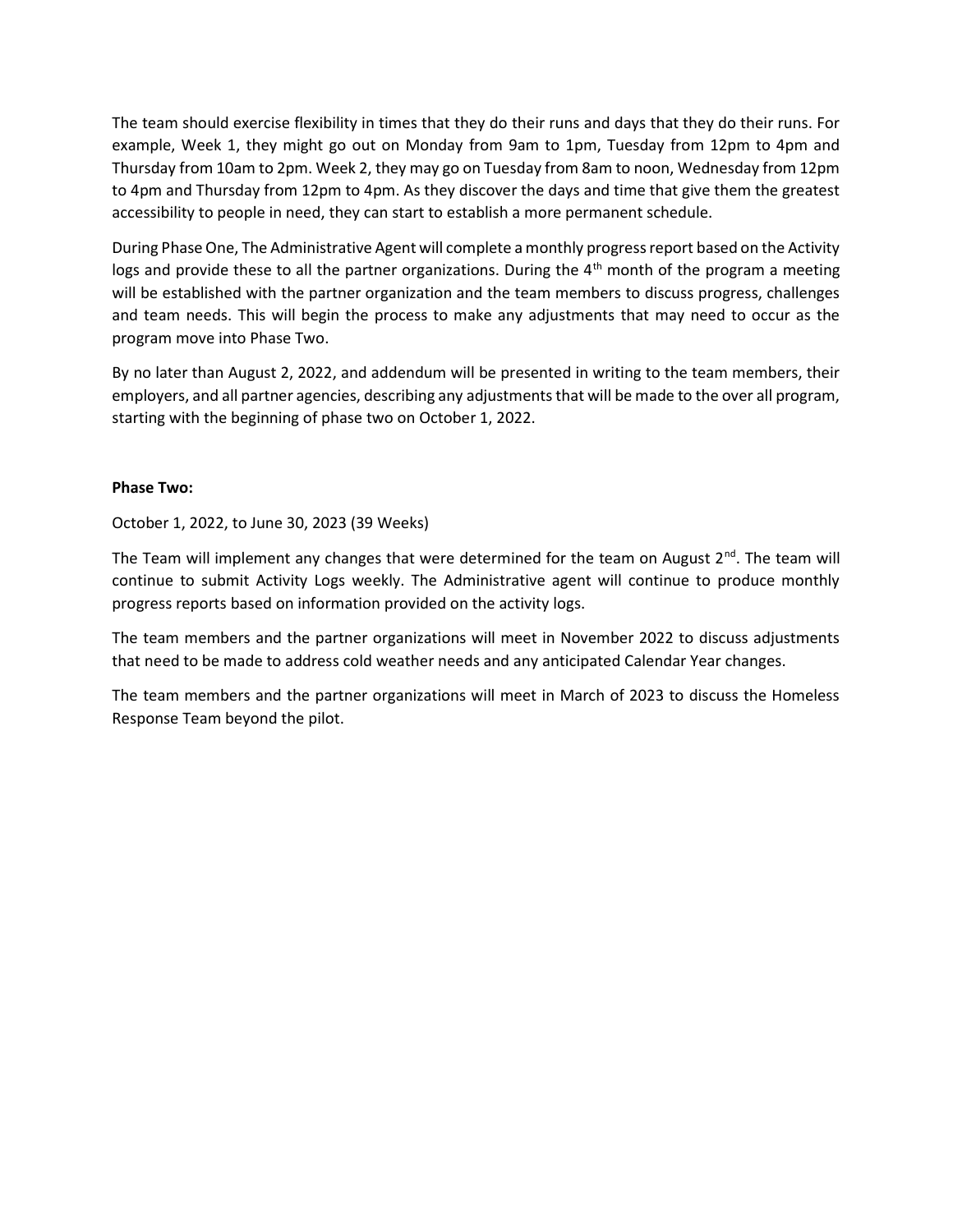The team should exercise flexibility in times that they do their runs and days that they do their runs. For example, Week 1, they might go out on Monday from 9am to 1pm, Tuesday from 12pm to 4pm and Thursday from 10am to 2pm. Week 2, they may go on Tuesday from 8am to noon, Wednesday from 12pm to 4pm and Thursday from 12pm to 4pm. As they discover the days and time that give them the greatest accessibility to people in need, they can start to establish a more permanent schedule.

During Phase One, The Administrative Agent will complete a monthly progress report based on the Activity logs and provide these to all the partner organizations. During the 4th month of the program a meeting will be established with the partner organization and the team members to discuss progress, challenges and team needs. This will begin the process to make any adjustments that may need to occur as the program move into Phase Two.

By no later than August 2, 2022, and addendum will be presented in writing to the team members, their employers, and all partner agencies, describing any adjustments that will be made to the over all program, starting with the beginning of phase two on October 1, 2022.

**Phase Two:**

October 1, 2022, to June 30, 2023 (39 Weeks)

The Team will implement any changes that were determined for the team on August 2nd. The team will continue to submit Activity Logs weekly. The Administrative agent will continue to produce monthly progress reports based on information provided on the activity logs.

The team members and the partner organizations will meet in November 2022 to discuss adjustments that need to be made to address cold weather needs and any anticipated Calendar Year changes.

The team members and the partner organizations will meet in March of 2023 to discuss the Homeless Response Team beyond the pilot.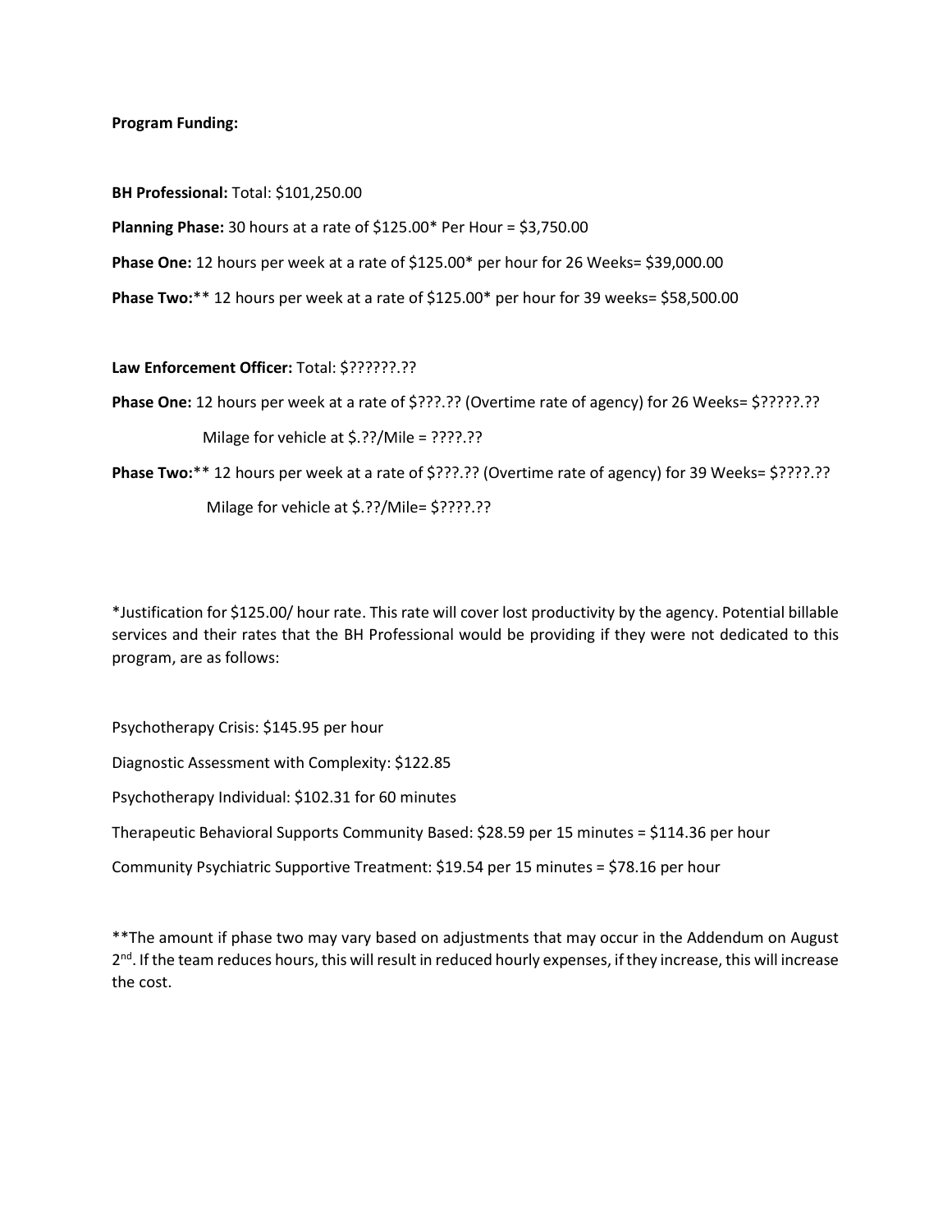**Program Funding:**

**BH Professional:** Total: $101,250.00

**Planning Phase:** 30 hours at a rate of $125.00* Per Hour = $3,750.00

**Phase One:** 12 hours per week at a rate of $125.00* per hour for 26 Weeks= $39,000.00

**Phase Two:**** 12 hours per week at a rate of $125.00* per hour for 39 weeks= $58,500.00

**Law Enforcement Officer:** Total: $??????.??

**Phase One:** 12 hours per week at a rate of $???.?? (Overtime rate of agency) for 26 Weeks= $?????.??

Milage for vehicle at $.??/Mile = ????.??

**Phase Two:**** 12 hours per week at a rate of $???.?? (Overtime rate of agency) for 39 Weeks= $????.??

Milage for vehicle at $.??/Mile= $????.??

*Justification for $125.00/ hour rate. This rate will cover lost productivity by the agency. Potential billable services and their rates that the BH Professional would be providing if they were not dedicated to this program, are as follows:

Psychotherapy Crisis: $145.95 per hour

Diagnostic Assessment with Complexity: $122.85

Psychotherapy Individual: $102.31 for 60 minutes

Therapeutic Behavioral Supports Community Based: $28.59 per 15 minutes = $114.36 per hour

Community Psychiatric Supportive Treatment: $19.54 per 15 minutes = $78.16 per hour

**The amount if phase two may vary based on adjustments that may occur in the Addendum on August 2nd. If the team reduces hours, this will result in reduced hourly expenses, if they increase, this will increase the cost.